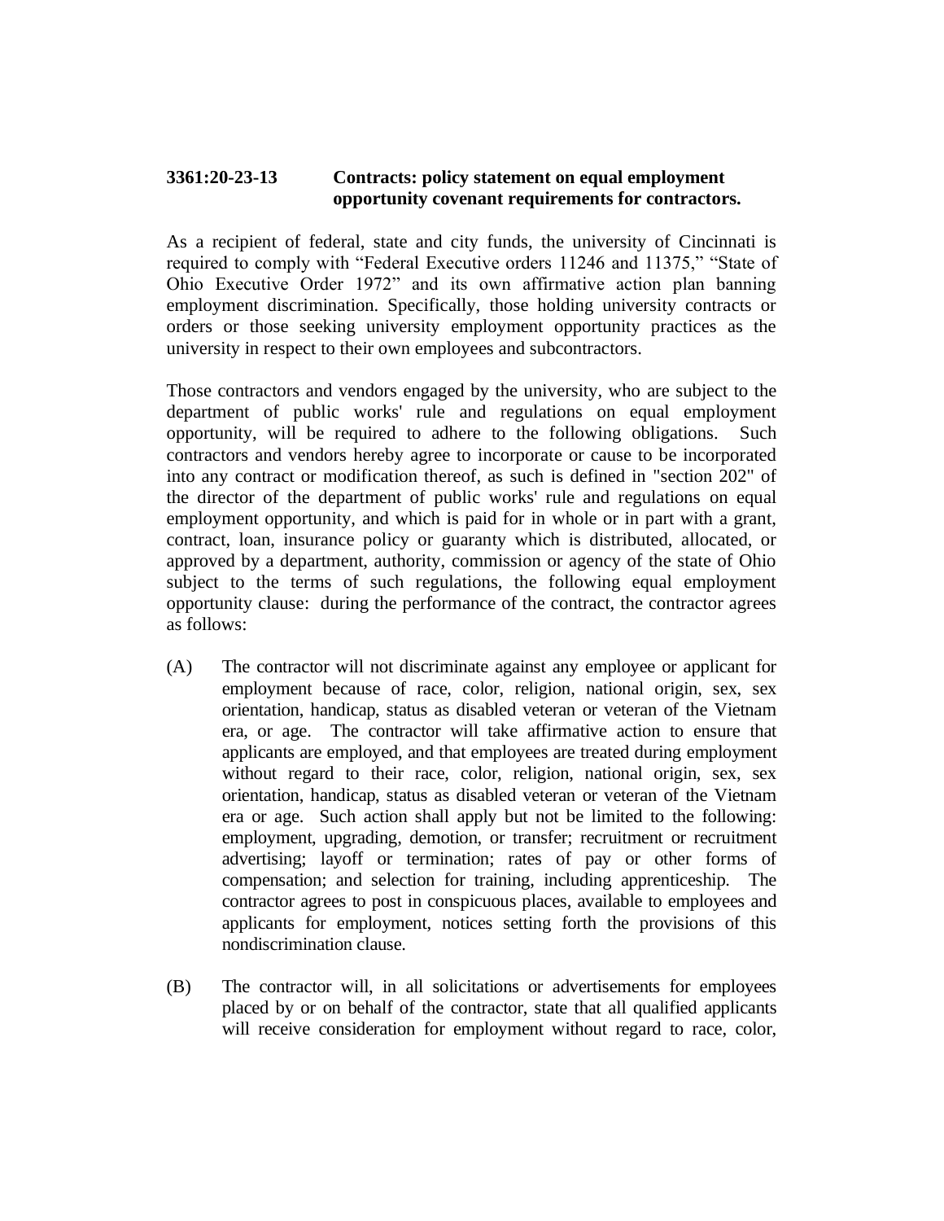**3361:20-23-13 Contracts: policy statement on equal employment opportunity covenant requirements for contractors.**

As a recipient of federal, state and city funds, the university of Cincinnati is required to comply with "Federal Executive orders 11246 and 11375," "State of Ohio Executive Order 1972" and its own affirmative action plan banning employment discrimination. Specifically, those holding university contracts or orders or those seeking university employment opportunity practices as the university in respect to their own employees and subcontractors.

Those contractors and vendors engaged by the university, who are subject to the department of public works' rule and regulations on equal employment opportunity, will be required to adhere to the following obligations. Such contractors and vendors hereby agree to incorporate or cause to be incorporated into any contract or modification thereof, as such is defined in "section 202" of the director of the department of public works' rule and regulations on equal employment opportunity, and which is paid for in whole or in part with a grant, contract, loan, insurance policy or guaranty which is distributed, allocated, or approved by a department, authority, commission or agency of the state of Ohio subject to the terms of such regulations, the following equal employment opportunity clause: during the performance of the contract, the contractor agrees as follows:

(A) The contractor will not discriminate against any employee or applicant for employment because of race, color, religion, national origin, sex, sex orientation, handicap, status as disabled veteran or veteran of the Vietnam era, or age. The contractor will take affirmative action to ensure that applicants are employed, and that employees are treated during employment without regard to their race, color, religion, national origin, sex, sex orientation, handicap, status as disabled veteran or veteran of the Vietnam era or age. Such action shall apply but not be limited to the following: employment, upgrading, demotion, or transfer; recruitment or recruitment advertising; layoff or termination; rates of pay or other forms of compensation; and selection for training, including apprenticeship. The contractor agrees to post in conspicuous places, available to employees and applicants for employment, notices setting forth the provisions of this nondiscrimination clause.

(B) The contractor will, in all solicitations or advertisements for employees placed by or on behalf of the contractor, state that all qualified applicants will receive consideration for employment without regard to race, color,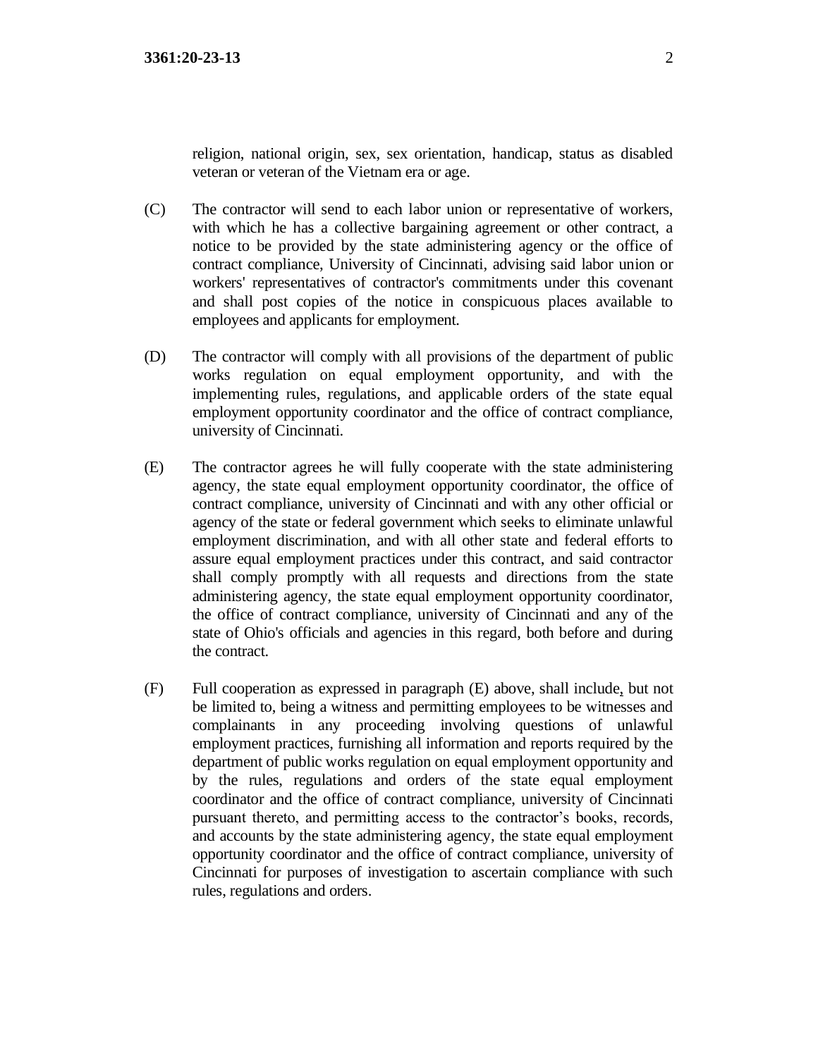religion, national origin, sex, sex orientation, handicap, status as disabled veteran or veteran of the Vietnam era or age.

(C) The contractor will send to each labor union or representative of workers, with which he has a collective bargaining agreement or other contract, a notice to be provided by the state administering agency or the office of contract compliance, University of Cincinnati, advising said labor union or workers' representatives of contractor's commitments under this covenant and shall post copies of the notice in conspicuous places available to employees and applicants for employment.

(D) The contractor will comply with all provisions of the department of public works regulation on equal employment opportunity, and with the implementing rules, regulations, and applicable orders of the state equal employment opportunity coordinator and the office of contract compliance, university of Cincinnati.

(E) The contractor agrees he will fully cooperate with the state administering agency, the state equal employment opportunity coordinator, the office of contract compliance, university of Cincinnati and with any other official or agency of the state or federal government which seeks to eliminate unlawful employment discrimination, and with all other state and federal efforts to assure equal employment practices under this contract, and said contractor shall comply promptly with all requests and directions from the state administering agency, the state equal employment opportunity coordinator, the office of contract compliance, university of Cincinnati and any of the state of Ohio's officials and agencies in this regard, both before and during the contract.

(F) Full cooperation as expressed in paragraph (E) above, shall include, but not be limited to, being a witness and permitting employees to be witnesses and complainants in any proceeding involving questions of unlawful employment practices, furnishing all information and reports required by the department of public works regulation on equal employment opportunity and by the rules, regulations and orders of the state equal employment coordinator and the office of contract compliance, university of Cincinnati pursuant thereto, and permitting access to the contractor's books, records, and accounts by the state administering agency, the state equal employment opportunity coordinator and the office of contract compliance, university of Cincinnati for purposes of investigation to ascertain compliance with such rules, regulations and orders.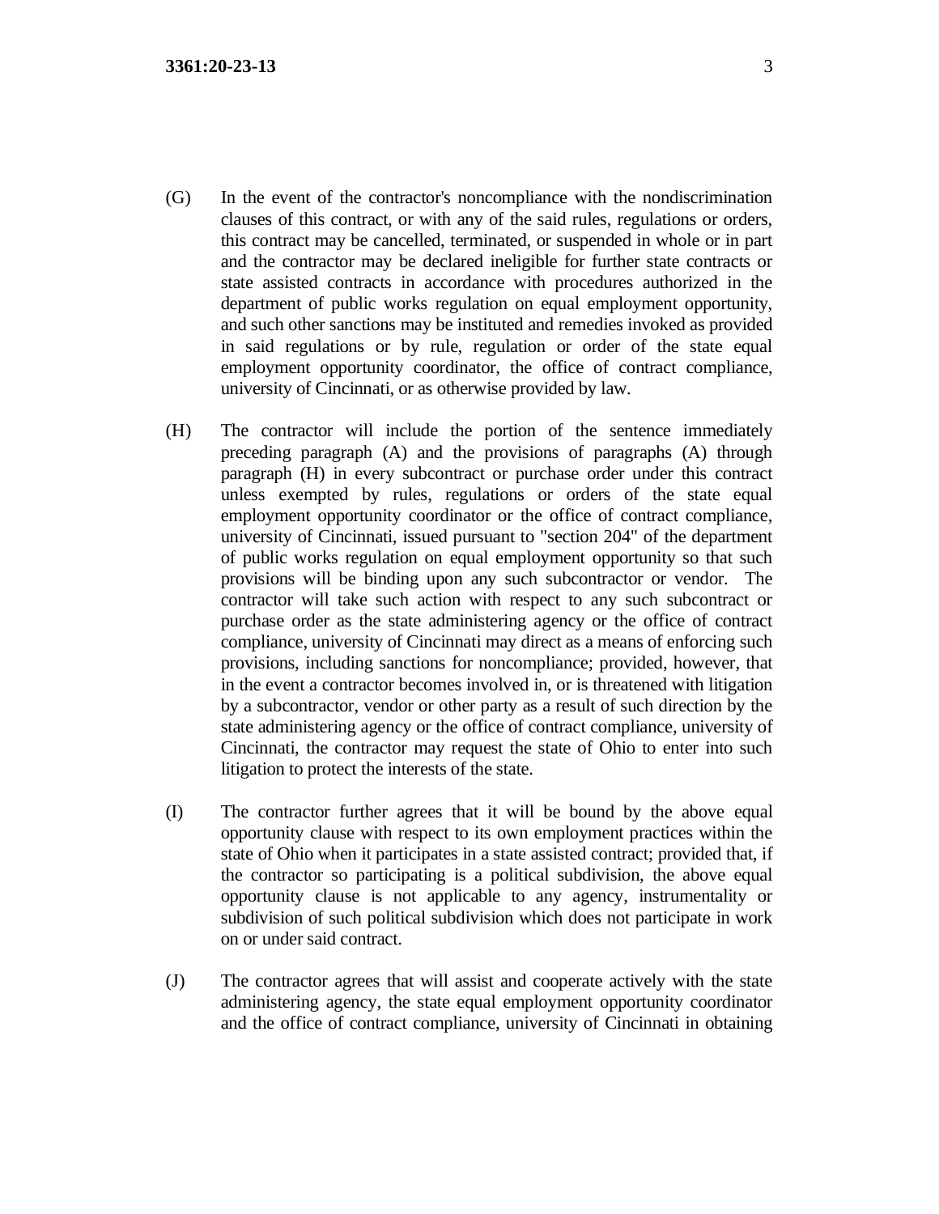(G) In the event of the contractor's noncompliance with the nondiscrimination clauses of this contract, or with any of the said rules, regulations or orders, this contract may be cancelled, terminated, or suspended in whole or in part and the contractor may be declared ineligible for further state contracts or state assisted contracts in accordance with procedures authorized in the department of public works regulation on equal employment opportunity, and such other sanctions may be instituted and remedies invoked as provided in said regulations or by rule, regulation or order of the state equal employment opportunity coordinator, the office of contract compliance, university of Cincinnati, or as otherwise provided by law.

(H) The contractor will include the portion of the sentence immediately preceding paragraph (A) and the provisions of paragraphs (A) through paragraph (H) in every subcontract or purchase order under this contract unless exempted by rules, regulations or orders of the state equal employment opportunity coordinator or the office of contract compliance, university of Cincinnati, issued pursuant to "section 204" of the department of public works regulation on equal employment opportunity so that such provisions will be binding upon any such subcontractor or vendor. The contractor will take such action with respect to any such subcontract or purchase order as the state administering agency or the office of contract compliance, university of Cincinnati may direct as a means of enforcing such provisions, including sanctions for noncompliance; provided, however, that in the event a contractor becomes involved in, or is threatened with litigation by a subcontractor, vendor or other party as a result of such direction by the state administering agency or the office of contract compliance, university of Cincinnati, the contractor may request the state of Ohio to enter into such litigation to protect the interests of the state.

(I) The contractor further agrees that it will be bound by the above equal opportunity clause with respect to its own employment practices within the state of Ohio when it participates in a state assisted contract; provided that, if the contractor so participating is a political subdivision, the above equal opportunity clause is not applicable to any agency, instrumentality or subdivision of such political subdivision which does not participate in work on or under said contract.

(J) The contractor agrees that will assist and cooperate actively with the state administering agency, the state equal employment opportunity coordinator and the office of contract compliance, university of Cincinnati in obtaining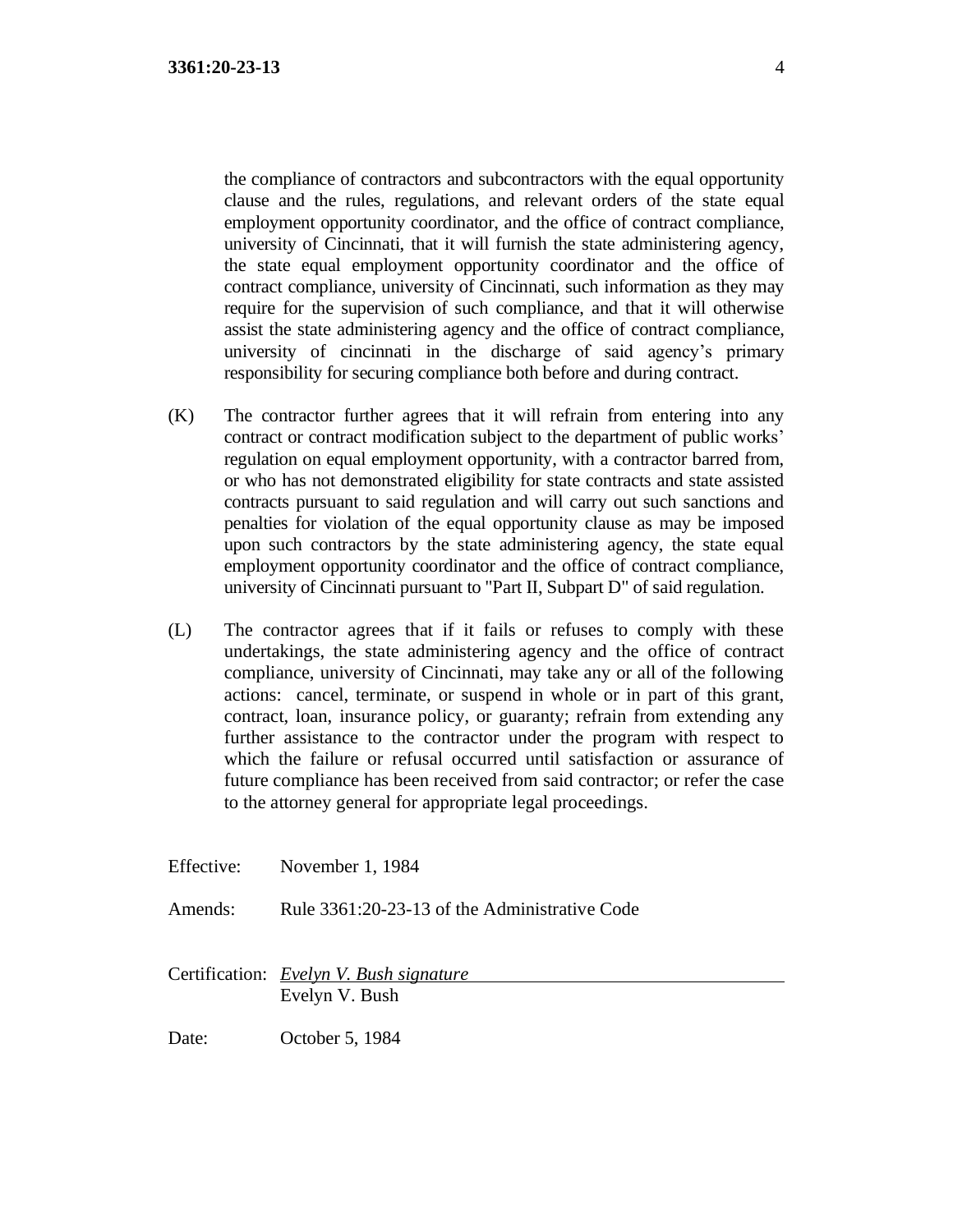the compliance of contractors and subcontractors with the equal opportunity clause and the rules, regulations, and relevant orders of the state equal employment opportunity coordinator, and the office of contract compliance, university of Cincinnati, that it will furnish the state administering agency, the state equal employment opportunity coordinator and the office of contract compliance, university of Cincinnati, such information as they may require for the supervision of such compliance, and that it will otherwise assist the state administering agency and the office of contract compliance, university of cincinnati in the discharge of said agency's primary responsibility for securing compliance both before and during contract.

(K) The contractor further agrees that it will refrain from entering into any contract or contract modification subject to the department of public works' regulation on equal employment opportunity, with a contractor barred from, or who has not demonstrated eligibility for state contracts and state assisted contracts pursuant to said regulation and will carry out such sanctions and penalties for violation of the equal opportunity clause as may be imposed upon such contractors by the state administering agency, the state equal employment opportunity coordinator and the office of contract compliance, university of Cincinnati pursuant to "Part II, Subpart D" of said regulation.

(L) The contractor agrees that if it fails or refuses to comply with these undertakings, the state administering agency and the office of contract compliance, university of Cincinnati, may take any or all of the following actions: cancel, terminate, or suspend in whole or in part of this grant, contract, loan, insurance policy, or guaranty; refrain from extending any further assistance to the contractor under the program with respect to which the failure or refusal occurred until satisfaction or assurance of future compliance has been received from said contractor; or refer the case to the attorney general for appropriate legal proceedings.

Effective: November 1, 1984

Amends: Rule 3361:20-23-13 of the Administrative Code

Certification: *Evelyn V. Bush signature*
Evelyn V. Bush

Date: October 5, 1984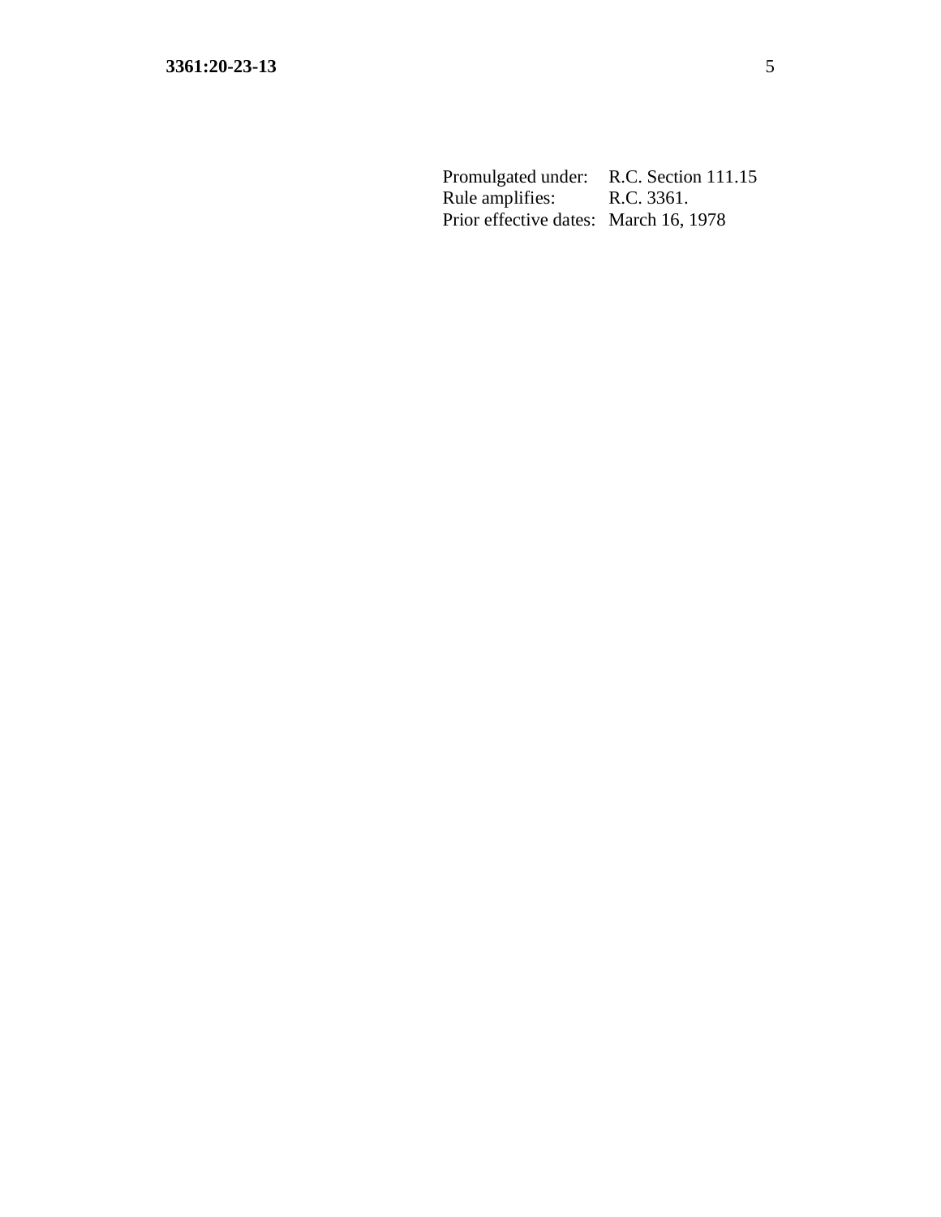| | |
|---|---|
| Promulgated under: | R.C. Section 111.15 |
| Rule amplifies: | R.C. 3361. |
| Prior effective dates: | March 16, 1978 |